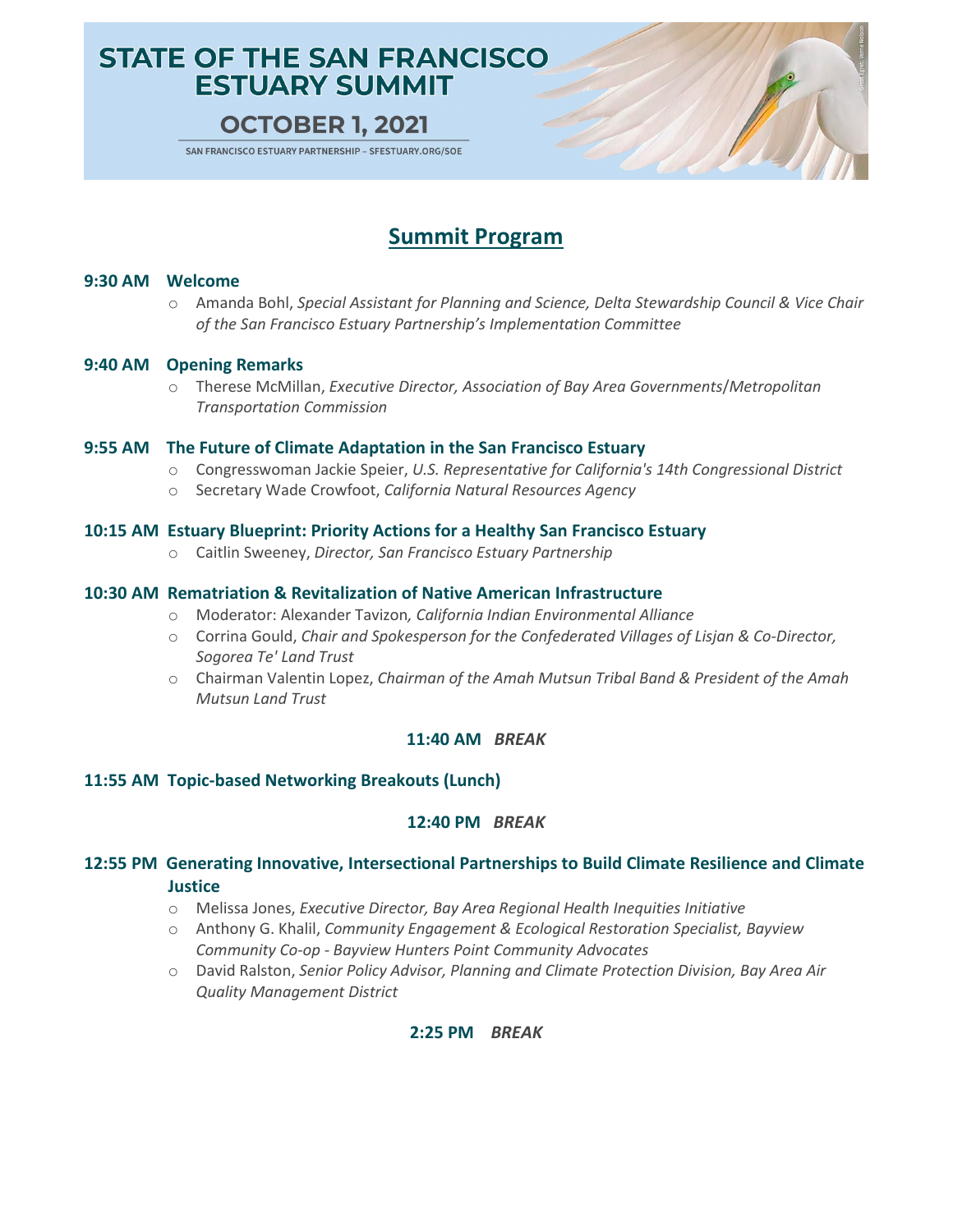# STATE OF THE SAN FRANCISCO ESTUARY SUMMIT

## OCTOBER 1, 2021

SAN FRANCISCO ESTUARY PARTNERSHIP – SFESTUARY.ORG/SOE

## Summit Program

### 9:30 AM Welcome

- Amanda Bohl, *Special Assistant for Planning and Science, Delta Stewardship Council & Vice Chair of the San Francisco Estuary Partnership's Implementation Committee*

### 9:40 AM Opening Remarks

- Therese McMillan, *Executive Director, Association of Bay Area Governments/Metropolitan Transportation Commission*

### 9:55 AM The Future of Climate Adaptation in the San Francisco Estuary

- Congresswoman Jackie Speier, *U.S. Representative for California's 14th Congressional District*
- Secretary Wade Crowfoot, *California Natural Resources Agency*

### 10:15 AM Estuary Blueprint: Priority Actions for a Healthy San Francisco Estuary

- Caitlin Sweeney, *Director, San Francisco Estuary Partnership*

### 10:30 AM Rematriation & Revitalization of Native American Infrastructure

- Moderator: Alexander Tavizon*, California Indian Environmental Alliance*
- Corrina Gould, *Chair and Spokesperson for the Confederated Villages of Lisjan & Co-Director, Sogorea Te' Land Trust*
- Chairman Valentin Lopez, *Chairman of the Amah Mutsun Tribal Band & President of the Amah Mutsun Land Trust*

**11:40 AM** ***BREAK***

### 11:55 AM Topic-based Networking Breakouts (Lunch)

**12:40 PM** ***BREAK***

### 12:55 PM Generating Innovative, Intersectional Partnerships to Build Climate Resilience and Climate Justice

- Melissa Jones, *Executive Director, Bay Area Regional Health Inequities Initiative*
- Anthony G. Khalil, *Community Engagement & Ecological Restoration Specialist, Bayview Community Co-op - Bayview Hunters Point Community Advocates*
- David Ralston, *Senior Policy Advisor, Planning and Climate Protection Division, Bay Area Air Quality Management District*

**2:25 PM** ***BREAK***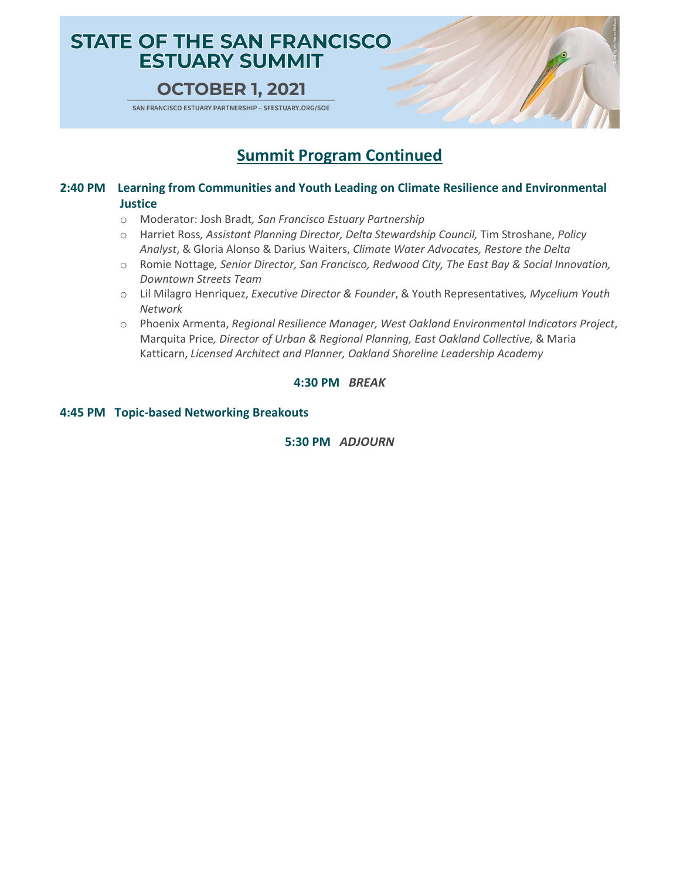# STATE OF THE SAN FRANCISCO ESTUARY SUMMIT

## OCTOBER 1, 2021

SAN FRANCISCO ESTUARY PARTNERSHIP – SFESTUARY.ORG/SOE

## Summit Program Continued

### 2:40 PM Learning from Communities and Youth Leading on Climate Resilience and Environmental Justice

- Moderator: Josh Bradt*, San Francisco Estuary Partnership*
- Harriet Ross*, Assistant Planning Director, Delta Stewardship Council,* Tim Stroshane, *Policy Analyst*, & Gloria Alonso & Darius Waiters, *Climate Water Advocates, Restore the Delta*
- Romie Nottage*, Senior Director, San Francisco, Redwood City, The East Bay & Social Innovation, Downtown Streets Team*
- Lil Milagro Henriquez, *Executive Director & Founder*, & Youth Representatives*, Mycelium Youth Network*
- Phoenix Armenta, *Regional Resilience Manager, West Oakland Environmental Indicators Project*, Marquita Price*, Director of Urban & Regional Planning, East Oakland Collective,* & Maria Katticarn, *Licensed Architect and Planner, Oakland Shoreline Leadership Academy*

**4:30 PM** ***BREAK***

### 4:45 PM Topic-based Networking Breakouts

**5:30 PM** ***ADJOURN***